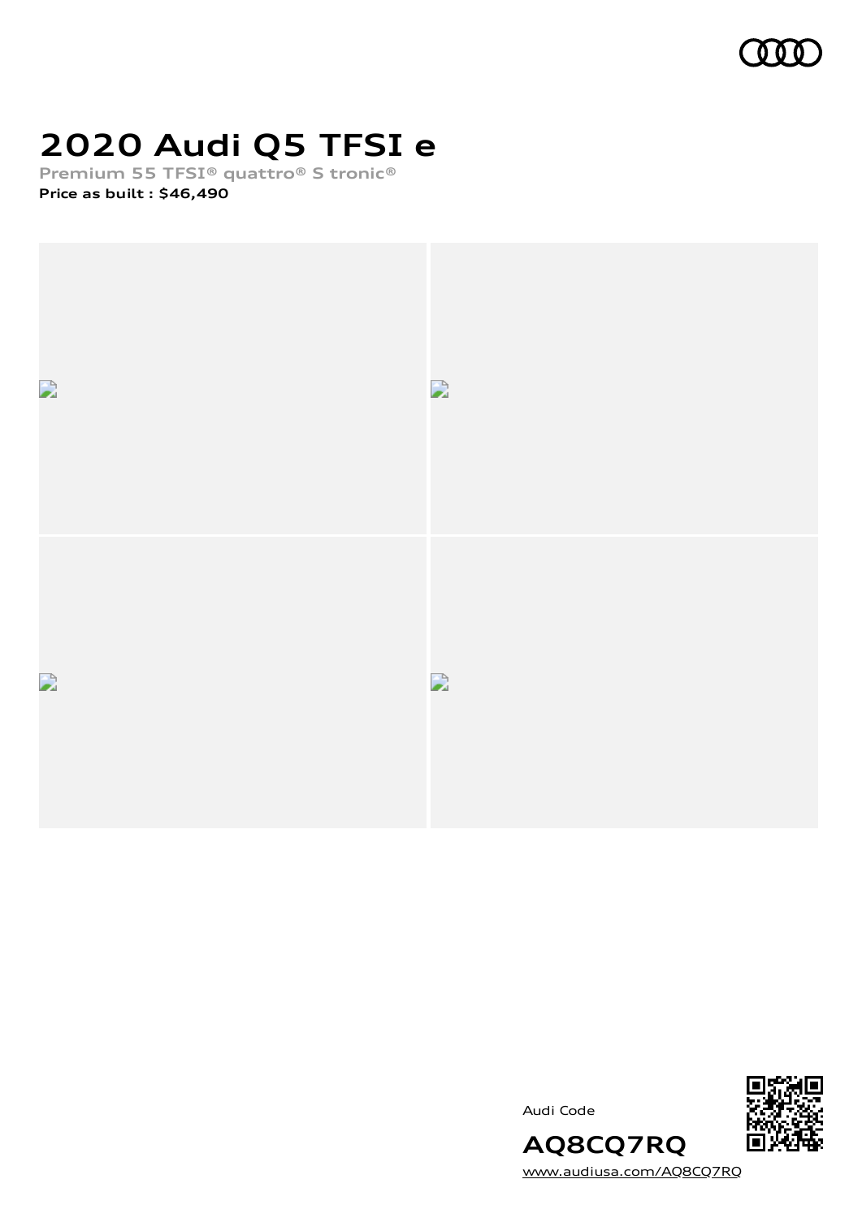# 2020 Audi Q5 TFSI e

Premium 55 TFSI® quattro® S tronic®

**Price as built : $46,490**

Audi Code

**AQ8CQ7RQ**

www.audiusa.com/AQ8CQ7RQ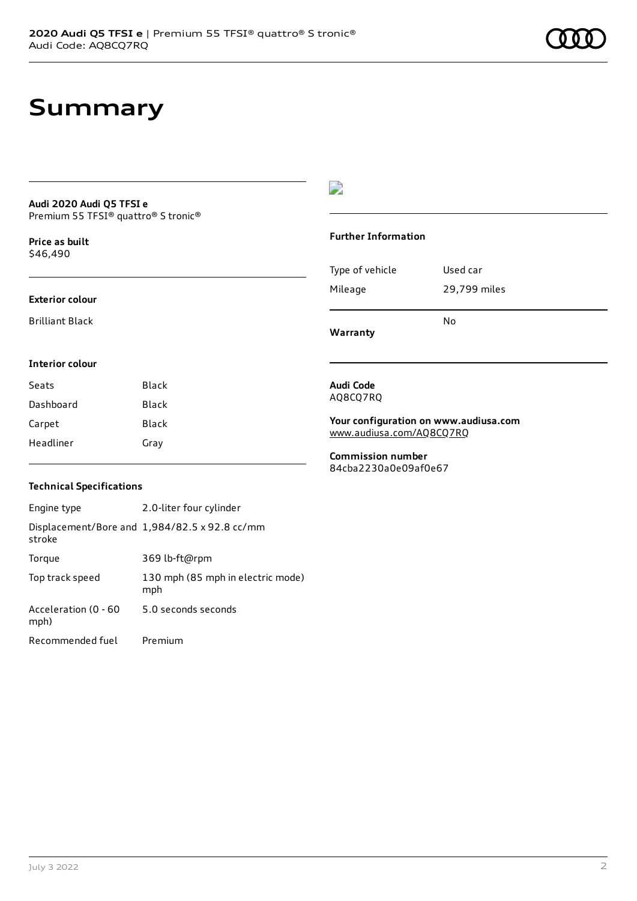# Summary

**Audi 2020 Audi Q5 TFSI e**
Premium 55 TFSI® quattro® S tronic®

**Price as built**
$46,490

**Exterior colour**

Brilliant Black

**Interior colour**

| Seats | Black |
|---|---|
| Dashboard | Black |
| Carpet | Black |
| Headliner | Gray |

**Technical Specifications**

| Engine type | 2.0-liter four cylinder |
|---|---|
| Displacement/Bore and stroke | 1,984/82.5 x 92.8 cc/mm |
| Torque | 369 lb-ft@rpm |
| Top track speed | 130 mph (85 mph in electric mode) mph |
| Acceleration (0 - 60 mph) | 5.0 seconds seconds |
| Recommended fuel | Premium |

**Further Information**

| Type of vehicle | Used car |
|---|---|
| Mileage | 29,799 miles |
| **Warranty** | No |

**Audi Code**
AQ8CQ7RQ

**Your configuration on www.audiusa.com**
www.audiusa.com/AQ8CQ7RQ

**Commission number**
84cba2230a0e09af0e67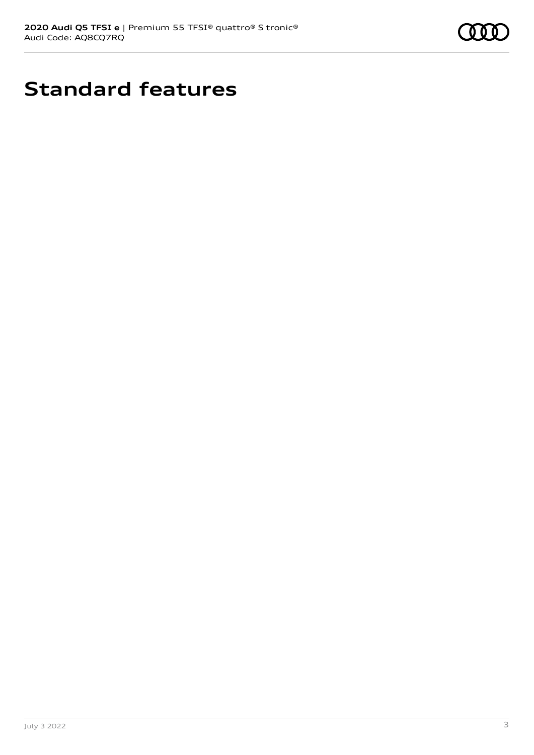# Standard features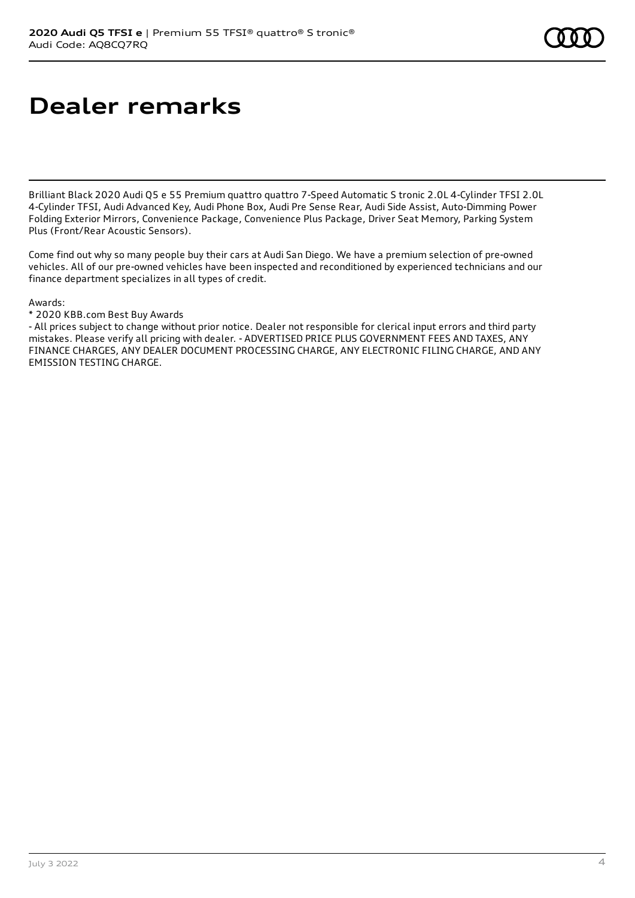# Dealer remarks

Brilliant Black 2020 Audi Q5 e 55 Premium quattro quattro 7-Speed Automatic S tronic 2.0L 4-Cylinder TFSI 2.0L 4-Cylinder TFSI, Audi Advanced Key, Audi Phone Box, Audi Pre Sense Rear, Audi Side Assist, Auto-Dimming Power Folding Exterior Mirrors, Convenience Package, Convenience Plus Package, Driver Seat Memory, Parking System Plus (Front/Rear Acoustic Sensors).

Come find out why so many people buy their cars at Audi San Diego. We have a premium selection of pre-owned vehicles. All of our pre-owned vehicles have been inspected and reconditioned by experienced technicians and our finance department specializes in all types of credit.

Awards:
* 2020 KBB.com Best Buy Awards
- All prices subject to change without prior notice. Dealer not responsible for clerical input errors and third party mistakes. Please verify all pricing with dealer. - ADVERTISED PRICE PLUS GOVERNMENT FEES AND TAXES, ANY FINANCE CHARGES, ANY DEALER DOCUMENT PROCESSING CHARGE, ANY ELECTRONIC FILING CHARGE, AND ANY EMISSION TESTING CHARGE.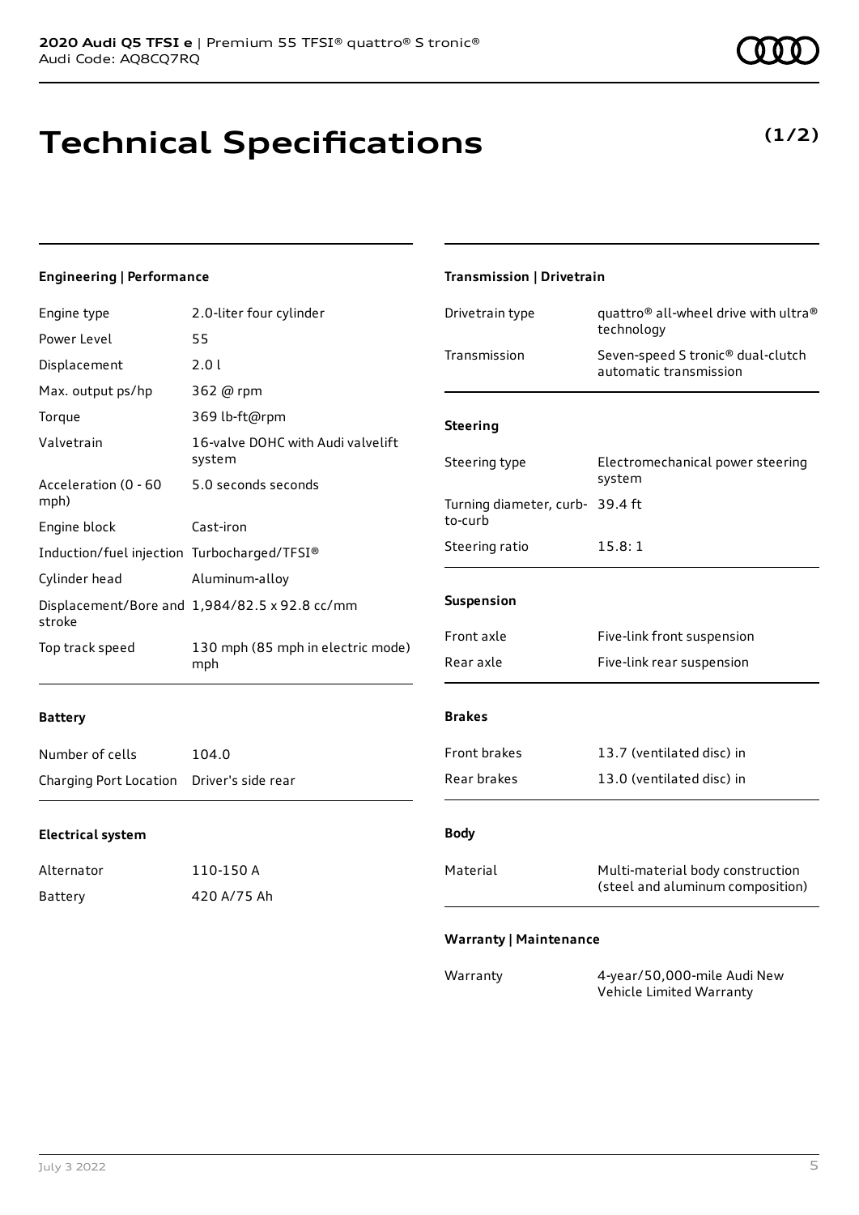**2020 Audi Q5 TFSI e** | Premium 55 TFSI® quattro® S tronic®
Audi Code: AQ8CQ7RQ

# Technical Specifications

**(1/2)**

### Engineering | Performance

| | |
|---|---|
| Engine type | 2.0-liter four cylinder |
| Power Level | 55 |
| Displacement | 2.0 l |
| Max. output ps/hp | 362 @ rpm |
| Torque | 369 lb-ft@rpm |
| Valvetrain | 16-valve DOHC with Audi valvelift system |
| Acceleration (0 - 60 mph) | 5.0 seconds seconds |
| Engine block | Cast-iron |
| Induction/fuel injection | Turbocharged/TFSI® |
| Cylinder head | Aluminum-alloy |
| Displacement/Bore and stroke | 1,984/82.5 x 92.8 cc/mm |
| Top track speed | 130 mph (85 mph in electric mode) mph |

### Battery

| | |
|---|---|
| Number of cells | 104.0 |
| Charging Port Location | Driver's side rear |

### Electrical system

| | |
|---|---|
| Alternator | 110-150 A |
| Battery | 420 A/75 Ah |

### Transmission | Drivetrain

| | |
|---|---|
| Drivetrain type | quattro® all-wheel drive with ultra® technology |
| Transmission | Seven-speed S tronic® dual-clutch automatic transmission |

### Steering

| | |
|---|---|
| Steering type | Electromechanical power steering system |
| Turning diameter, curb-to-curb | 39.4 ft |
| Steering ratio | 15.8: 1 |

### Suspension

| | |
|---|---|
| Front axle | Five-link front suspension |
| Rear axle | Five-link rear suspension |

### Brakes

| | |
|---|---|
| Front brakes | 13.7 (ventilated disc) in |
| Rear brakes | 13.0 (ventilated disc) in |

### Body

| | |
|---|---|
| Material | Multi-material body construction (steel and aluminum composition) |

### Warranty | Maintenance

| | |
|---|---|
| Warranty | 4-year/50,000-mile Audi New Vehicle Limited Warranty |

July 3 2022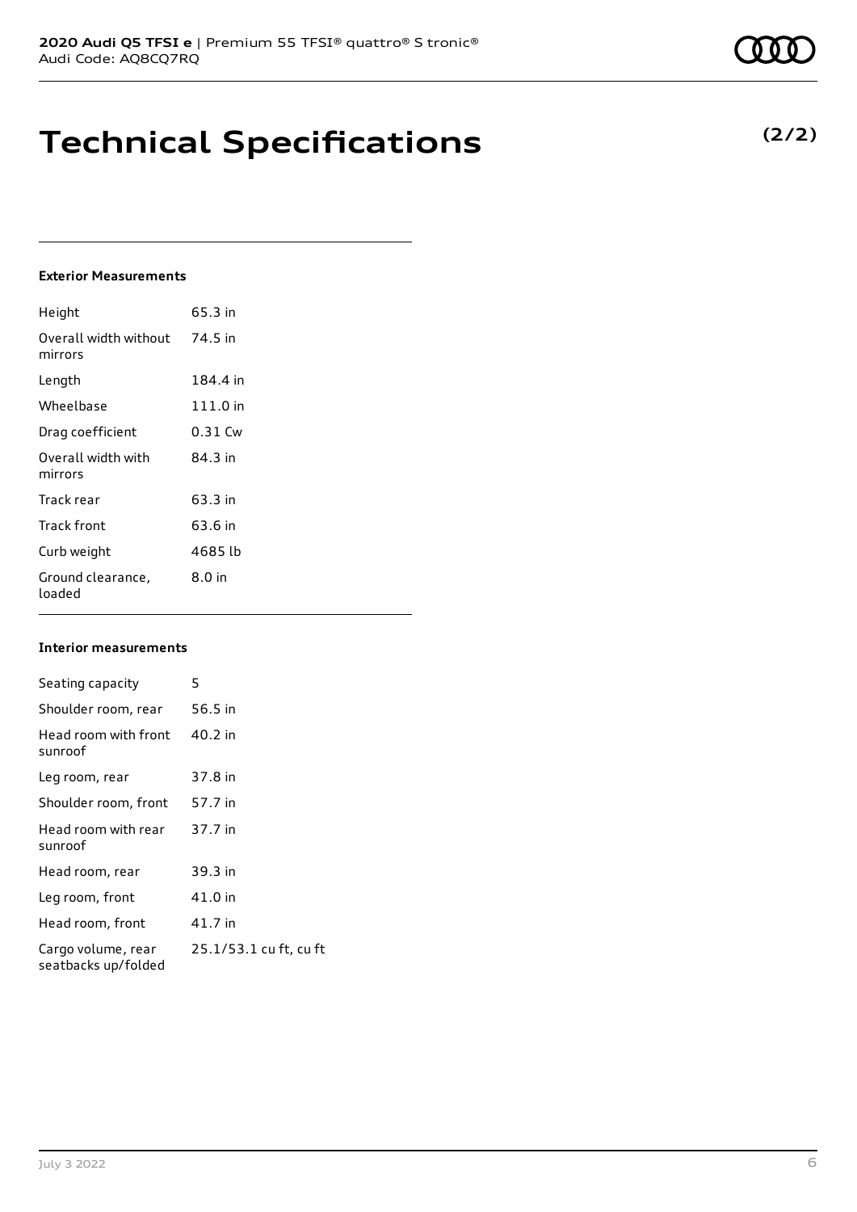# Technical Specifications

**(2/2)**

#### Exterior Measurements

| | |
|---|---|
| Height | 65.3 in |
| Overall width without mirrors | 74.5 in |
| Length | 184.4 in |
| Wheelbase | 111.0 in |
| Drag coefficient | 0.31 Cw |
| Overall width with mirrors | 84.3 in |
| Track rear | 63.3 in |
| Track front | 63.6 in |
| Curb weight | 4685 lb |
| Ground clearance, loaded | 8.0 in |

#### Interior measurements

| | |
|---|---|
| Seating capacity | 5 |
| Shoulder room, rear | 56.5 in |
| Head room with front sunroof | 40.2 in |
| Leg room, rear | 37.8 in |
| Shoulder room, front | 57.7 in |
| Head room with rear sunroof | 37.7 in |
| Head room, rear | 39.3 in |
| Leg room, front | 41.0 in |
| Head room, front | 41.7 in |
| Cargo volume, rear seatbacks up/folded | 25.1/53.1 cu ft, cu ft |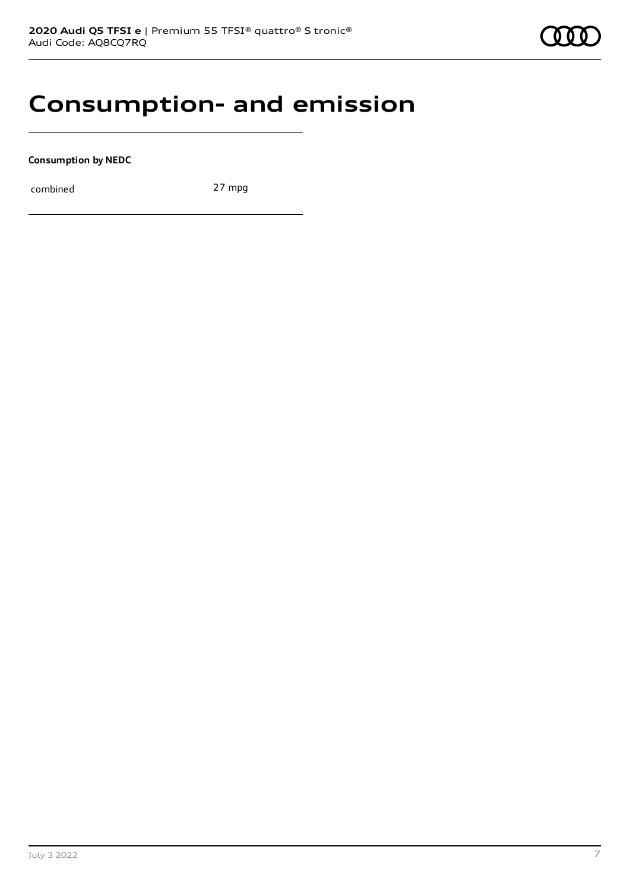# Consumption- and emission

**Consumption by NEDC**

| | |
|---|---|
| combined | 27 mpg |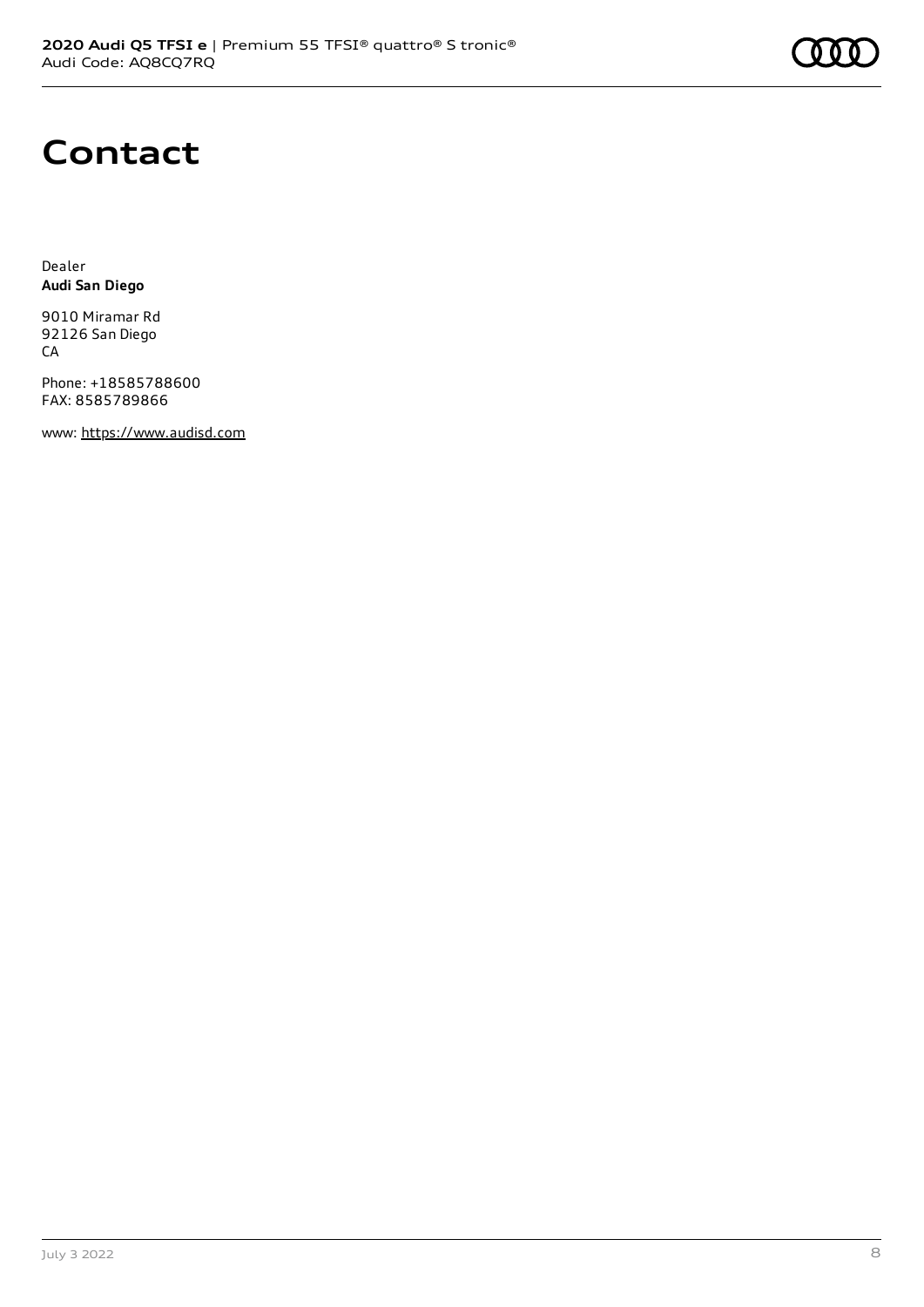# Contact

Dealer
**Audi San Diego**

9010 Miramar Rd
92126 San Diego
CA

Phone: +18585788600
FAX: 8585789866

www: https://www.audisd.com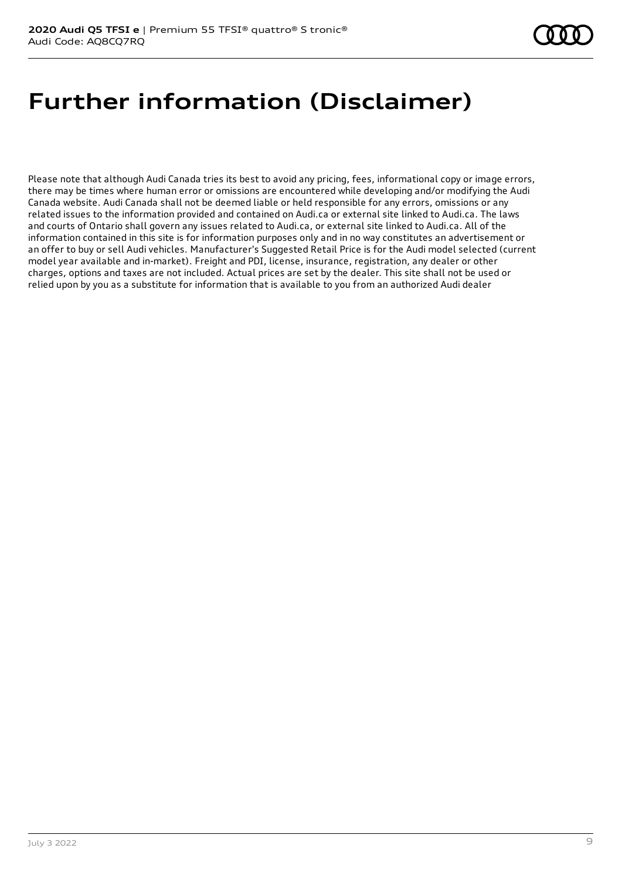# Further information (Disclaimer)

Please note that although Audi Canada tries its best to avoid any pricing, fees, informational copy or image errors, there may be times where human error or omissions are encountered while developing and/or modifying the Audi Canada website. Audi Canada shall not be deemed liable or held responsible for any errors, omissions or any related issues to the information provided and contained on Audi.ca or external site linked to Audi.ca. The laws and courts of Ontario shall govern any issues related to Audi.ca, or external site linked to Audi.ca. All of the information contained in this site is for information purposes only and in no way constitutes an advertisement or an offer to buy or sell Audi vehicles. Manufacturer's Suggested Retail Price is for the Audi model selected (current model year available and in-market). Freight and PDI, license, insurance, registration, any dealer or other charges, options and taxes are not included. Actual prices are set by the dealer. This site shall not be used or relied upon by you as a substitute for information that is available to you from an authorized Audi dealer